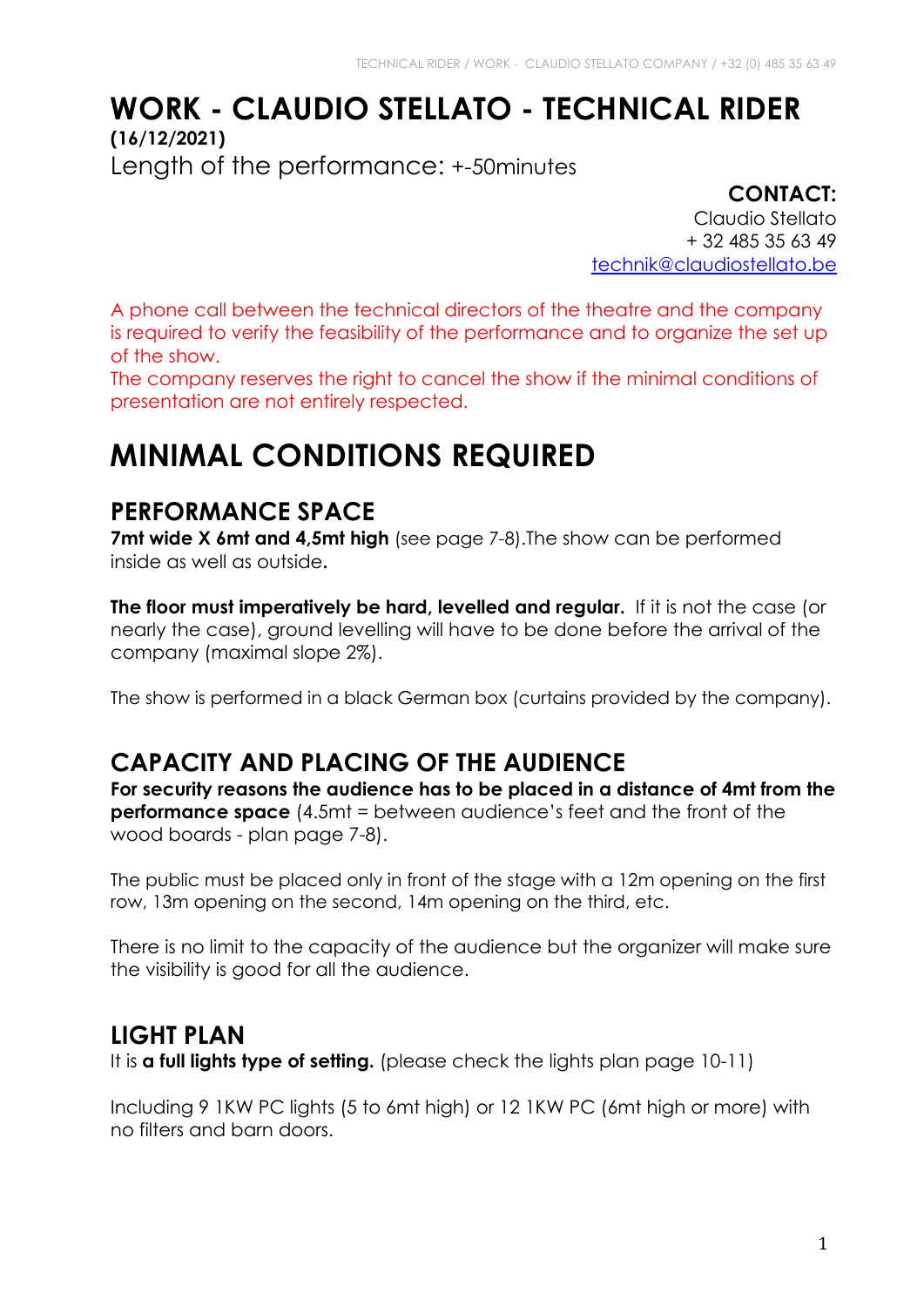# WORK - CLAUDIO STELLATO - TECHNICAL RIDER

**(16/12/2021)**

Length of the performance: +-50minutes

**CONTACT:**
Claudio Stellato
+ 32 485 35 63 49
technik@claudiostellato.be

A phone call between the technical directors of the theatre and the company is required to verify the feasibility of the performance and to organize the set up of the show.
The company reserves the right to cancel the show if the minimal conditions of presentation are not entirely respected.

# MINIMAL CONDITIONS REQUIRED

## PERFORMANCE SPACE

**7mt wide X 6mt and 4,5mt high** (see page 7-8).The show can be performed inside as well as outside**.**

**The floor must imperatively be hard, levelled and regular.** If it is not the case (or nearly the case), ground levelling will have to be done before the arrival of the company (maximal slope 2%).

The show is performed in a black German box (curtains provided by the company).

## CAPACITY AND PLACING OF THE AUDIENCE

**For security reasons the audience has to be placed in a distance of 4mt from the performance space** (4.5mt = between audience's feet and the front of the wood boards - plan page 7-8).

The public must be placed only in front of the stage with a 12m opening on the first row, 13m opening on the second, 14m opening on the third, etc.

There is no limit to the capacity of the audience but the organizer will make sure the visibility is good for all the audience.

## LIGHT PLAN

It is **a full lights type of setting.** (please check the lights plan page 10-11)

Including 9 1KW PC lights (5 to 6mt high) or 12 1KW PC (6mt high or more) with no filters and barn doors.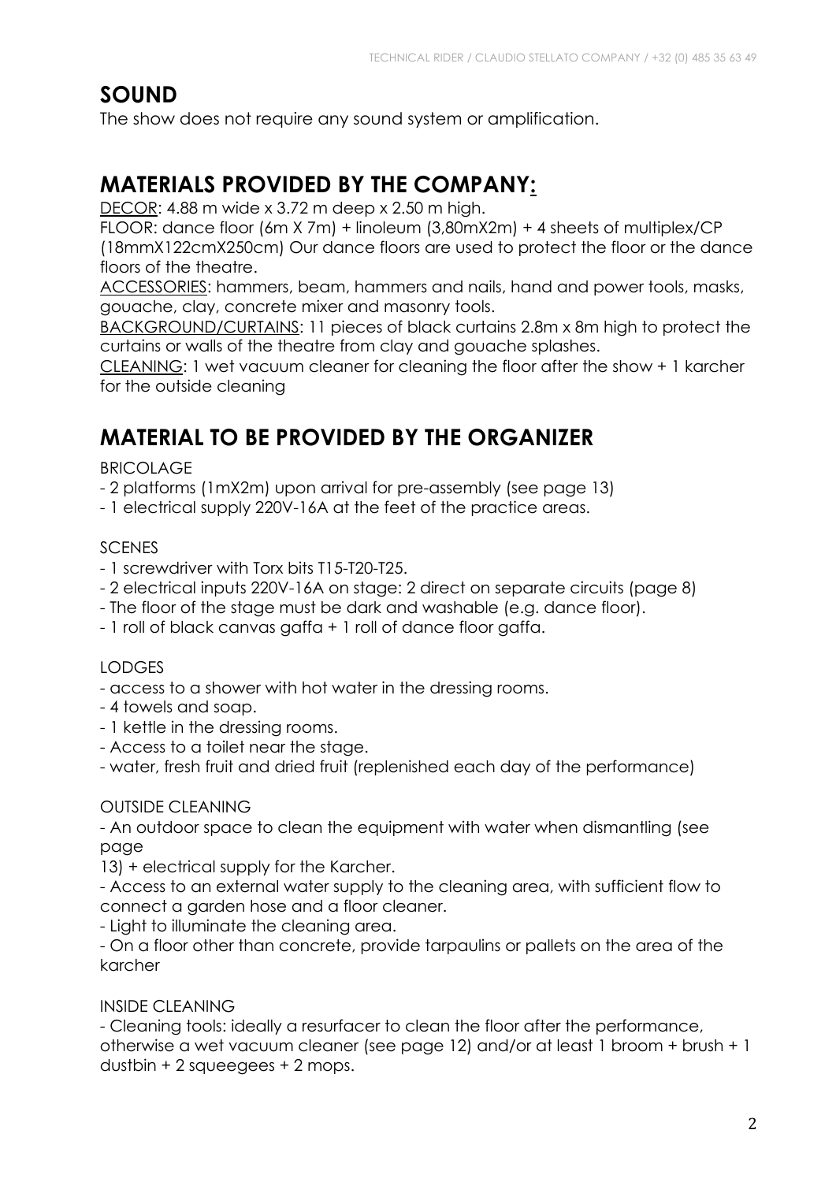## SOUND

The show does not require any sound system or amplification.

## MATERIALS PROVIDED BY THE COMPANY:

DECOR: 4.88 m wide x 3.72 m deep x 2.50 m high.

FLOOR: dance floor (6m X 7m) + linoleum (3,80mX2m) + 4 sheets of multiplex/CP (18mmX122cmX250cm) Our dance floors are used to protect the floor or the dance floors of the theatre.

ACCESSORIES: hammers, beam, hammers and nails, hand and power tools, masks, gouache, clay, concrete mixer and masonry tools.

BACKGROUND/CURTAINS: 11 pieces of black curtains 2.8m x 8m high to protect the curtains or walls of the theatre from clay and gouache splashes.

CLEANING: 1 wet vacuum cleaner for cleaning the floor after the show + 1 karcher for the outside cleaning

## MATERIAL TO BE PROVIDED BY THE ORGANIZER

BRICOLAGE

- 2 platforms (1mX2m) upon arrival for pre-assembly (see page 13)
- 1 electrical supply 220V-16A at the feet of the practice areas.

SCENES

- 1 screwdriver with Torx bits T15-T20-T25.
- 2 electrical inputs 220V-16A on stage: 2 direct on separate circuits (page 8)
- The floor of the stage must be dark and washable (e.g. dance floor).
- 1 roll of black canvas gaffa + 1 roll of dance floor gaffa.

LODGES

- access to a shower with hot water in the dressing rooms.
- 4 towels and soap.
- 1 kettle in the dressing rooms.
- Access to a toilet near the stage.
- water, fresh fruit and dried fruit (replenished each day of the performance)

OUTSIDE CLEANING

- An outdoor space to clean the equipment with water when dismantling (see page 13) + electrical supply for the Karcher.
- Access to an external water supply to the cleaning area, with sufficient flow to connect a garden hose and a floor cleaner.
- Light to illuminate the cleaning area.
- On a floor other than concrete, provide tarpaulins or pallets on the area of the karcher

INSIDE CLEANING

- Cleaning tools: ideally a resurfacer to clean the floor after the performance, otherwise a wet vacuum cleaner (see page 12) and/or at least 1 broom + brush + 1 dustbin + 2 squeegees + 2 mops.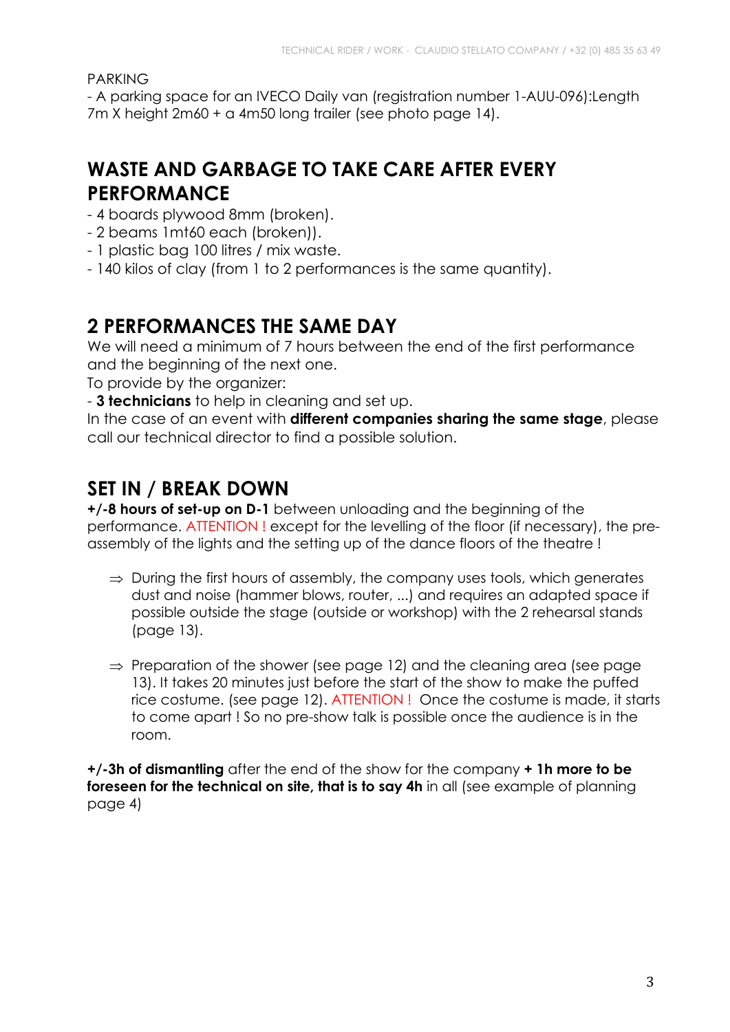PARKING

- A parking space for an IVECO Daily van (registration number 1-AUU-096):Length 7m X height 2m60 + a 4m50 long trailer (see photo page 14).

## WASTE AND GARBAGE TO TAKE CARE AFTER EVERY PERFORMANCE

- 4 boards plywood 8mm (broken).
- 2 beams 1mt60 each (broken)).
- 1 plastic bag 100 litres / mix waste.
- 140 kilos of clay (from 1 to 2 performances is the same quantity).

## 2 PERFORMANCES THE SAME DAY

We will need a minimum of 7 hours between the end of the first performance and the beginning of the next one.
To provide by the organizer:
- **3 technicians** to help in cleaning and set up.

In the case of an event with **different companies sharing the same stage**, please call our technical director to find a possible solution.

## SET IN / BREAK DOWN

**+/-8 hours of set-up on D-1** between unloading and the beginning of the performance. ATTENTION ! except for the levelling of the floor (if necessary), the pre-assembly of the lights and the setting up of the dance floors of the theatre !

⇒ During the first hours of assembly, the company uses tools, which generates dust and noise (hammer blows, router, ...) and requires an adapted space if possible outside the stage (outside or workshop) with the 2 rehearsal stands (page 13).

⇒ Preparation of the shower (see page 12) and the cleaning area (see page 13). It takes 20 minutes just before the start of the show to make the puffed rice costume. (see page 12). ATTENTION ! Once the costume is made, it starts to come apart ! So no pre-show talk is possible once the audience is in the room.

**+/-3h of dismantling** after the end of the show for the company **+ 1h more to be foreseen for the technical on site, that is to say 4h** in all (see example of planning page 4)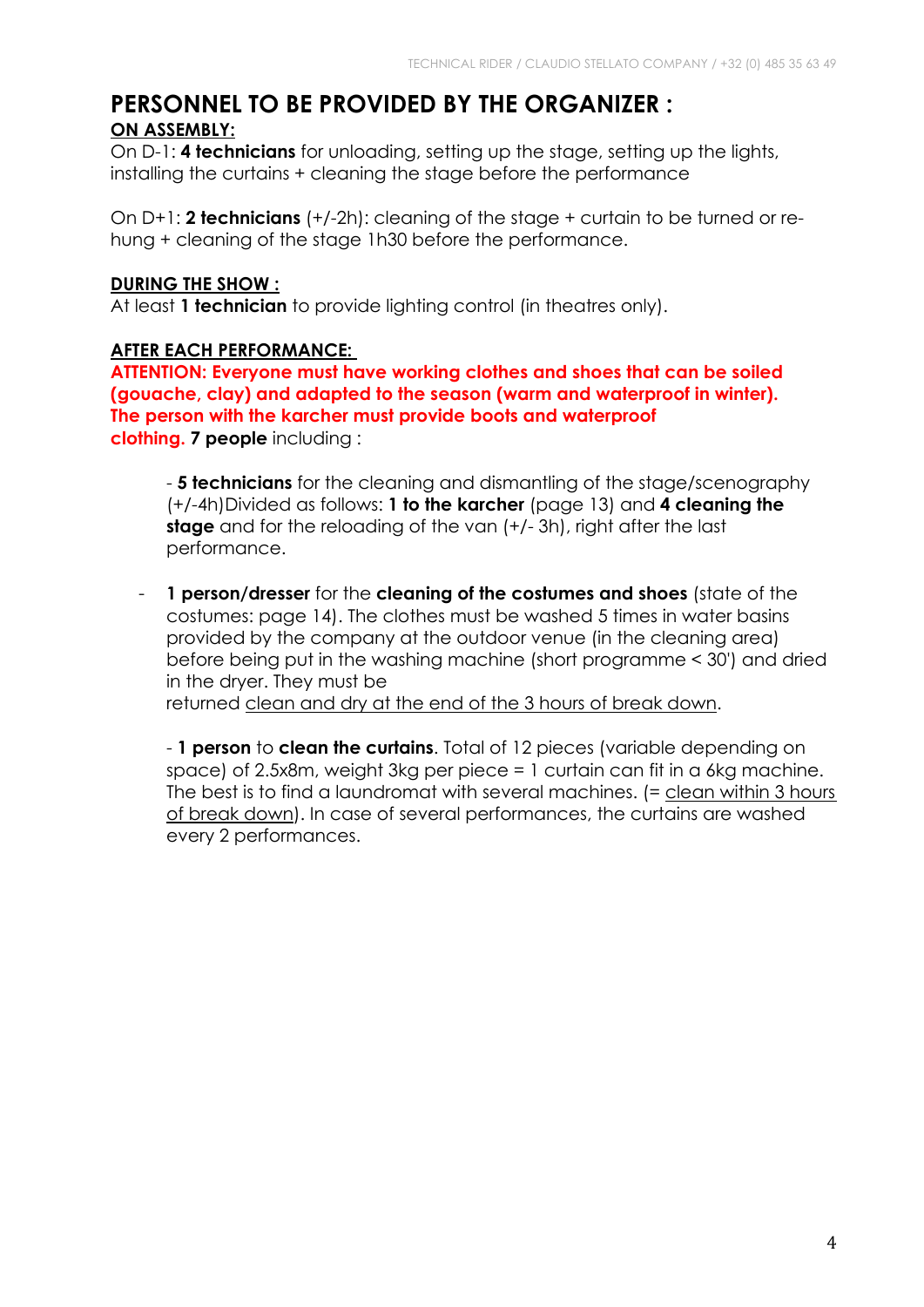# PERSONNEL TO BE PROVIDED BY THE ORGANIZER :

**ON ASSEMBLY:**

On D-1: **4 technicians** for unloading, setting up the stage, setting up the lights, installing the curtains + cleaning the stage before the performance

On D+1: **2 technicians** (+/-2h): cleaning of the stage + curtain to be turned or re-hung + cleaning of the stage 1h30 before the performance.

**DURING THE SHOW :**

At least **1 technician** to provide lighting control (in theatres only).

**AFTER EACH PERFORMANCE:**

**ATTENTION: Everyone must have working clothes and shoes that can be soiled (gouache, clay) and adapted to the season (warm and waterproof in winter). The person with the karcher must provide boots and waterproof clothing.** **7 people** including :

- **5 technicians** for the cleaning and dismantling of the stage/scenography (+/-4h)Divided as follows: **1 to the karcher** (page 13) and **4 cleaning the stage** and for the reloading of the van (+/- 3h), right after the last performance.

- **1 person/dresser** for the **cleaning of the costumes and shoes** (state of the costumes: page 14). The clothes must be washed 5 times in water basins provided by the company at the outdoor venue (in the cleaning area) before being put in the washing machine (short programme < 30') and dried in the dryer. They must be returned clean and dry at the end of the 3 hours of break down.

- **1 person** to **clean the curtains**. Total of 12 pieces (variable depending on space) of 2.5x8m, weight 3kg per piece = 1 curtain can fit in a 6kg machine. The best is to find a laundromat with several machines. (= clean within 3 hours of break down). In case of several performances, the curtains are washed every 2 performances.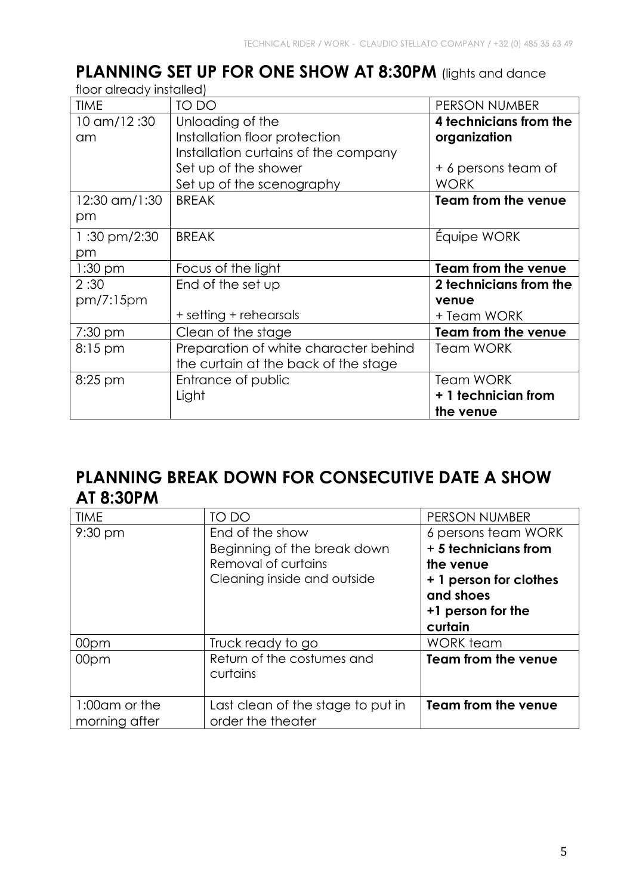## PLANNING SET UP FOR ONE SHOW AT 8:30PM (lights and dance floor already installed)

| TIME | TO DO | PERSON NUMBER |
|---|---|---|
| 10 am/12 :30 am | Unloading of the<br>Installation floor protection<br>Installation curtains of the company<br>Set up of the shower<br>Set up of the scenography | **4 technicians from the organization**<br><br>+ 6 persons team of WORK |
| 12:30 am/1:30 pm | BREAK | **Team from the venue** |
| 1 :30 pm/2:30 pm | BREAK | Équipe WORK |
| 1:30 pm | Focus of the light | **Team from the venue** |
| 2 :30 pm/7:15pm | End of the set up<br><br>+ setting + rehearsals | **2 technicians from the venue**<br>+ Team WORK |
| 7:30 pm | Clean of the stage | **Team from the venue** |
| 8:15 pm | Preparation of white character behind the curtain at the back of the stage | Team WORK |
| 8:25 pm | Entrance of public<br>Light | Team WORK<br>**+ 1 technician from the venue** |

## PLANNING BREAK DOWN FOR CONSECUTIVE DATE A SHOW AT 8:30PM

| TIME | TO DO | PERSON NUMBER |
|---|---|---|
| 9:30 pm | End of the show<br>Beginning of the break down<br>Removal of curtains<br>Cleaning inside and outside | 6 persons team WORK<br>+ **5 technicians from the venue**<br>**+ 1 person for clothes and shoes**<br>**+1 person for the curtain** |
| 00pm | Truck ready to go | WORK team |
| 00pm | Return of the costumes and curtains | **Team from the venue** |
| 1:00am or the morning after | Last clean of the stage to put in order the theater | **Team from the venue** |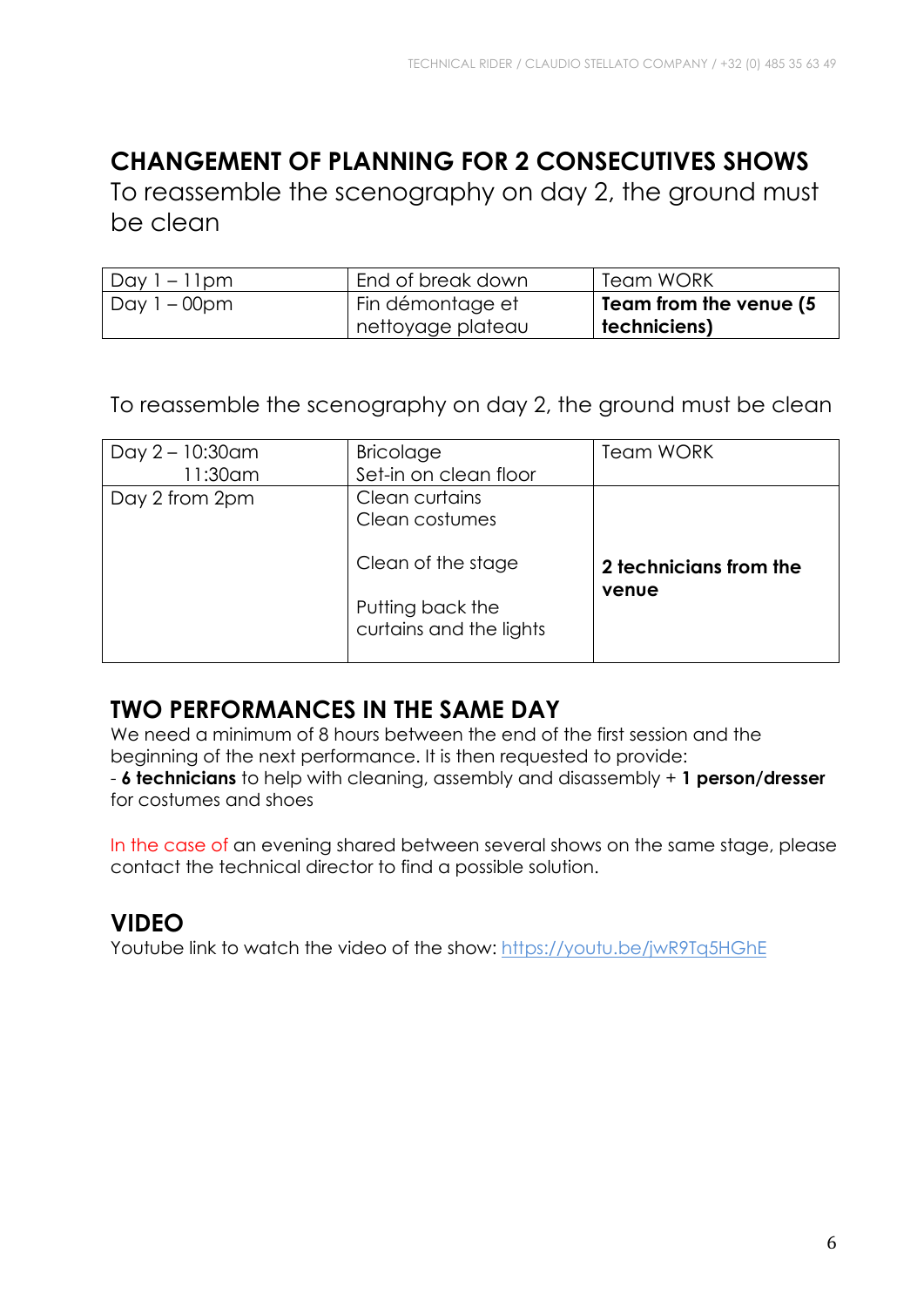## CHANGEMENT OF PLANNING FOR 2 CONSECUTIVES SHOWS

To reassemble the scenography on day 2, the ground must be clean

| | | |
|---|---|---|
| Day 1 – 11pm | End of break down | Team WORK |
| Day 1 – 00pm | Fin démontage et nettoyage plateau | **Team from the venue (5 techniciens)** |

To reassemble the scenography on day 2, the ground must be clean

| | | |
|---|---|---|
| Day 2 – 10:30am<br>11:30am | Bricolage<br>Set-in on clean floor | Team WORK |
| Day 2 from 2pm | Clean curtains<br>Clean costumes<br><br>Clean of the stage<br><br>Putting back the curtains and the lights | **2 technicians from the venue** |

## TWO PERFORMANCES IN THE SAME DAY

We need a minimum of 8 hours between the end of the first session and the beginning of the next performance. It is then requested to provide:
- **6 technicians** to help with cleaning, assembly and disassembly + **1 person/dresser** for costumes and shoes

In the case of an evening shared between several shows on the same stage, please contact the technical director to find a possible solution.

## VIDEO

Youtube link to watch the video of the show: https://youtu.be/jwR9Tq5HGhE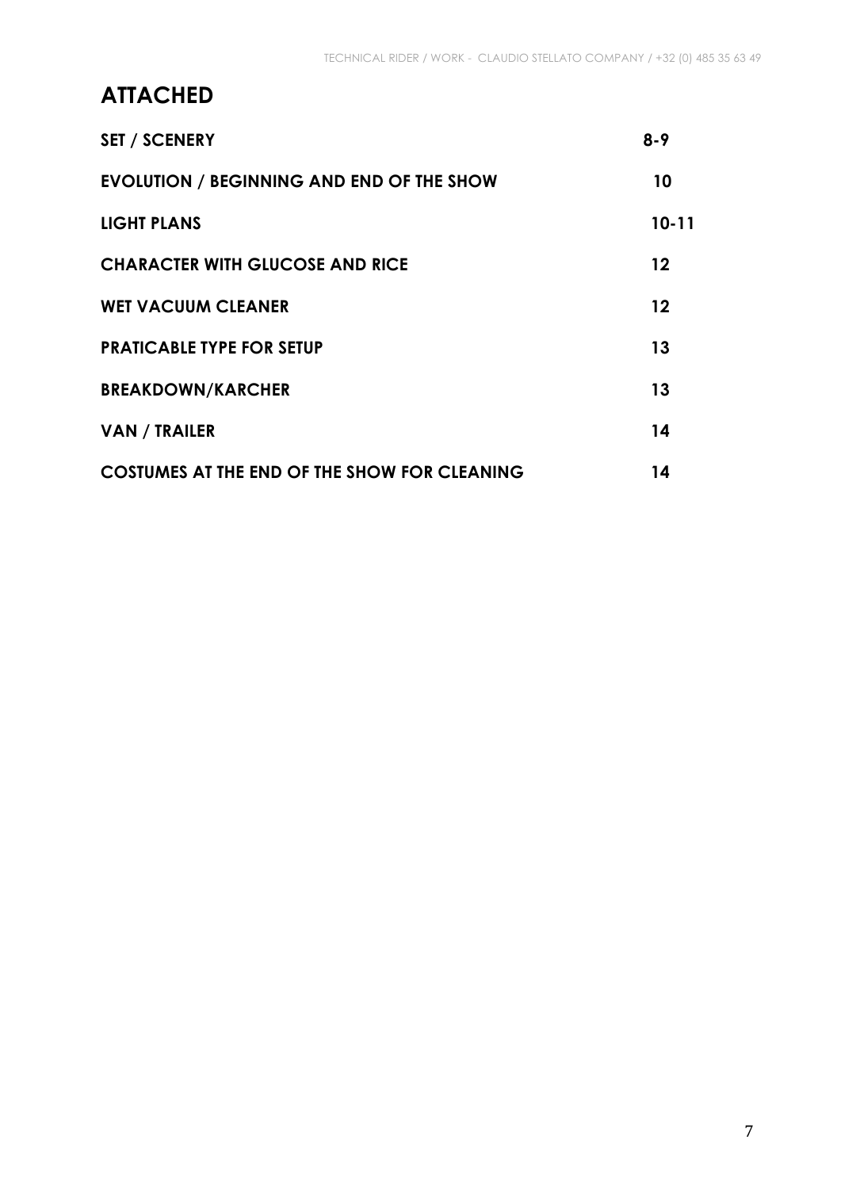# ATTACHED

| | |
|---|---|
| **SET / SCENERY** | **8-9** |
| **EVOLUTION / BEGINNING AND END OF THE SHOW** | **10** |
| **LIGHT PLANS** | **10-11** |
| **CHARACTER WITH GLUCOSE AND RICE** | **12** |
| **WET VACUUM CLEANER** | **12** |
| **PRATICABLE TYPE FOR SETUP** | **13** |
| **BREAKDOWN/KARCHER** | **13** |
| **VAN / TRAILER** | **14** |
| **COSTUMES AT THE END OF THE SHOW FOR CLEANING** | **14** |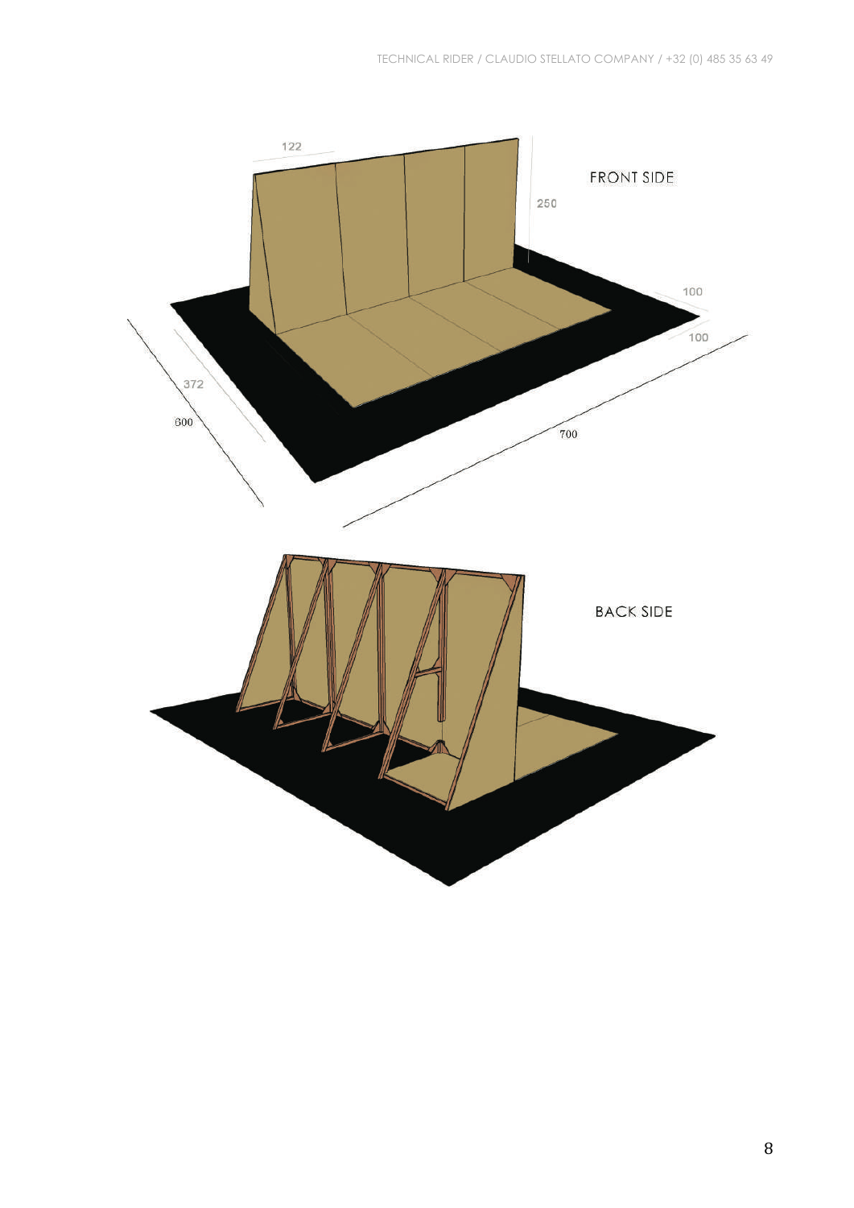FRONT SIDE

122

250

100

100

372

600

700

BACK SIDE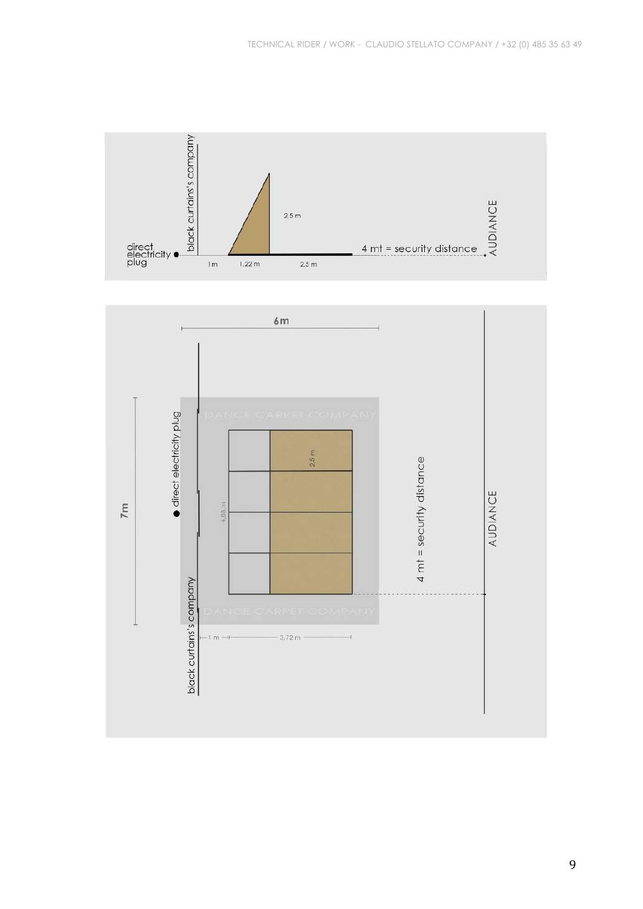black curtains's company

direct electricity plug

2,5 m

4 mt = security distance

AUDIANCE

1m 1,22 m 2,5 m

6m

7m

DANCE CARPET COMPANY

direct electricity plug

2,5 m

4,88 m

4 mt = security distance

AUDIANCE

DANCE CARPET COMPANY

black curtains's company

1 m 3,72 m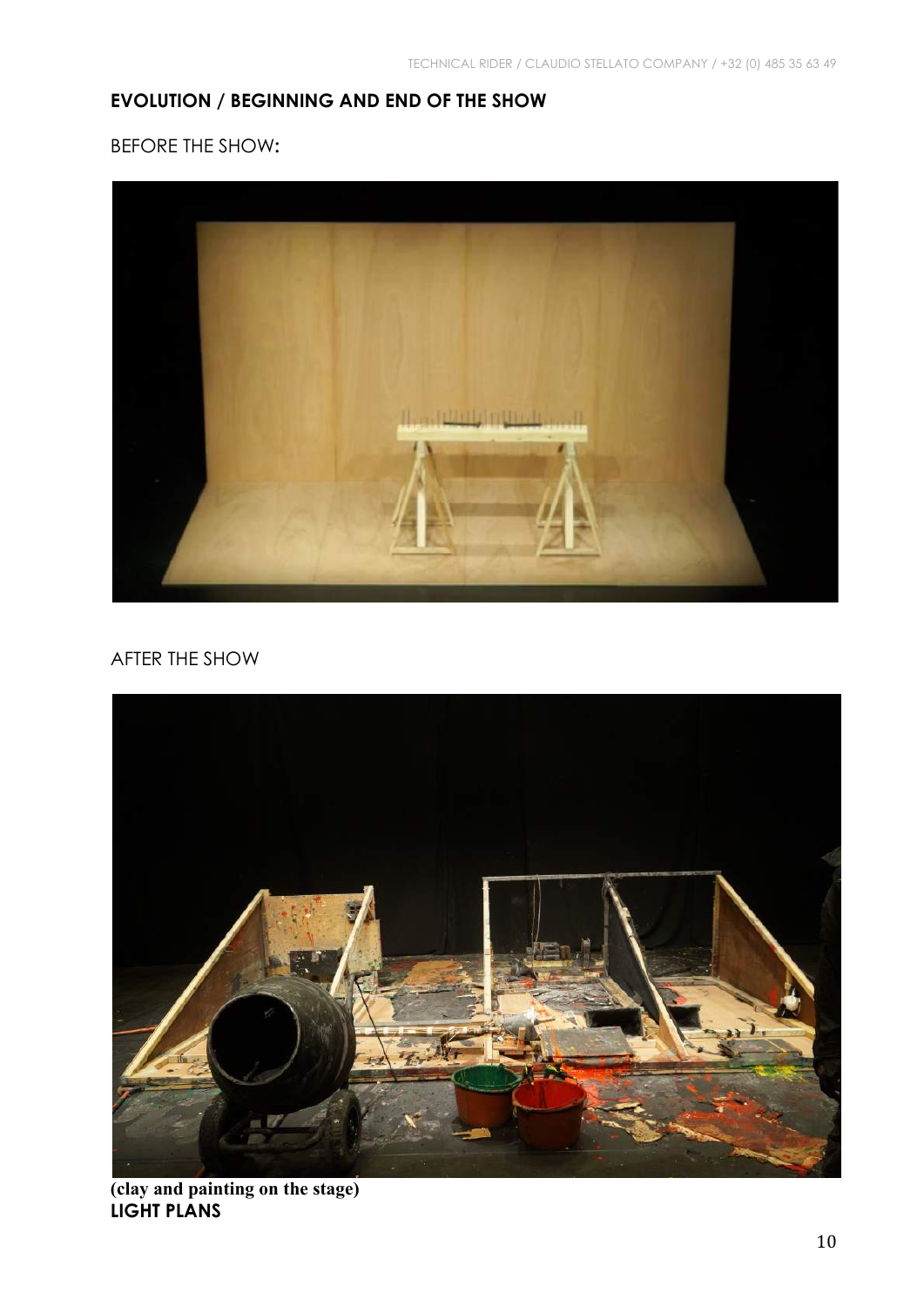## EVOLUTION / BEGINNING AND END OF THE SHOW

BEFORE THE SHOW:

AFTER THE SHOW

**(clay and painting on the stage)**

## LIGHT PLANS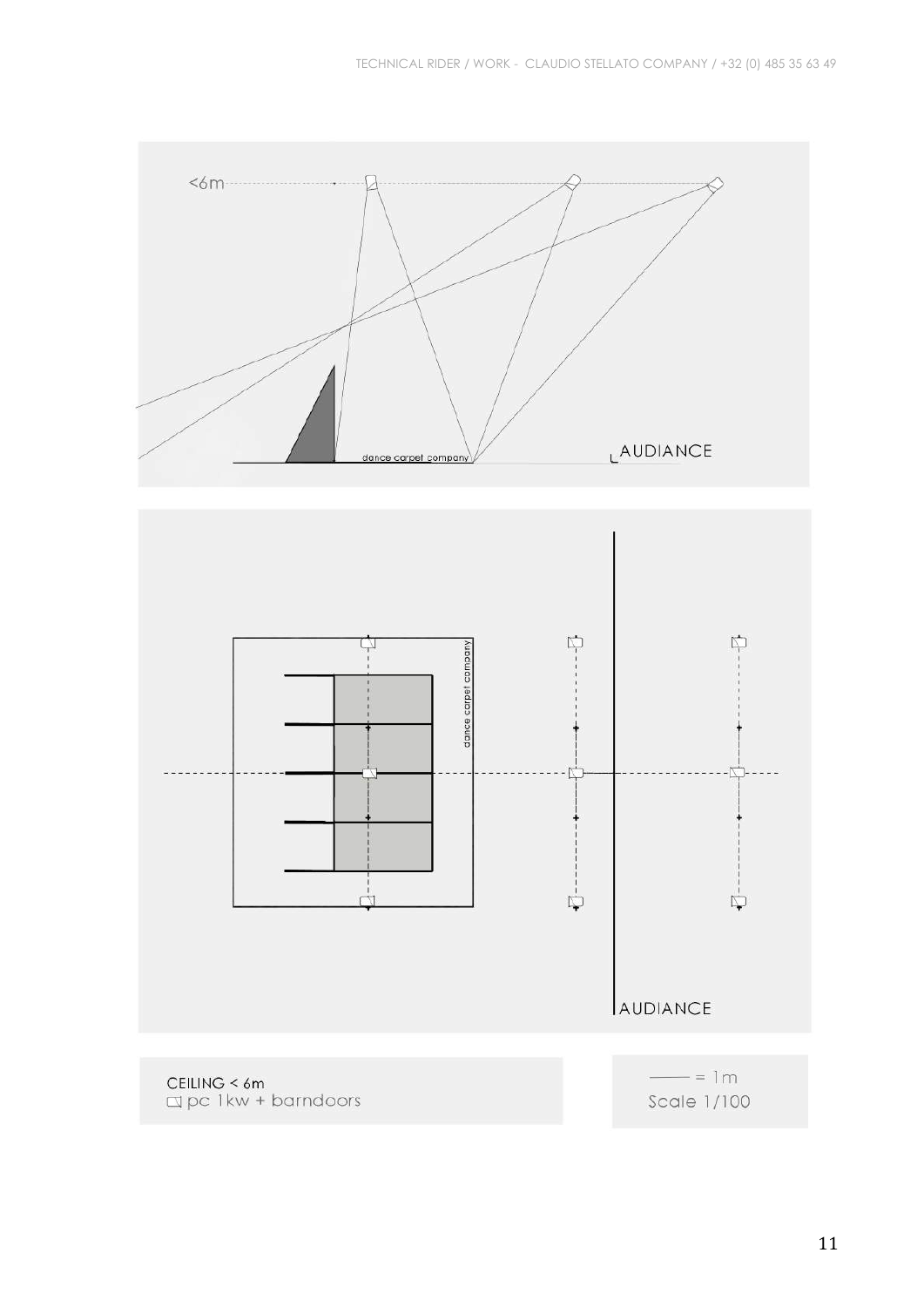<6m

dance carpet company

AUDIANCE

dance carpet company

AUDIANCE

CEILING < 6m
pc 1kw + barndoors

—— = 1m
Scale 1/100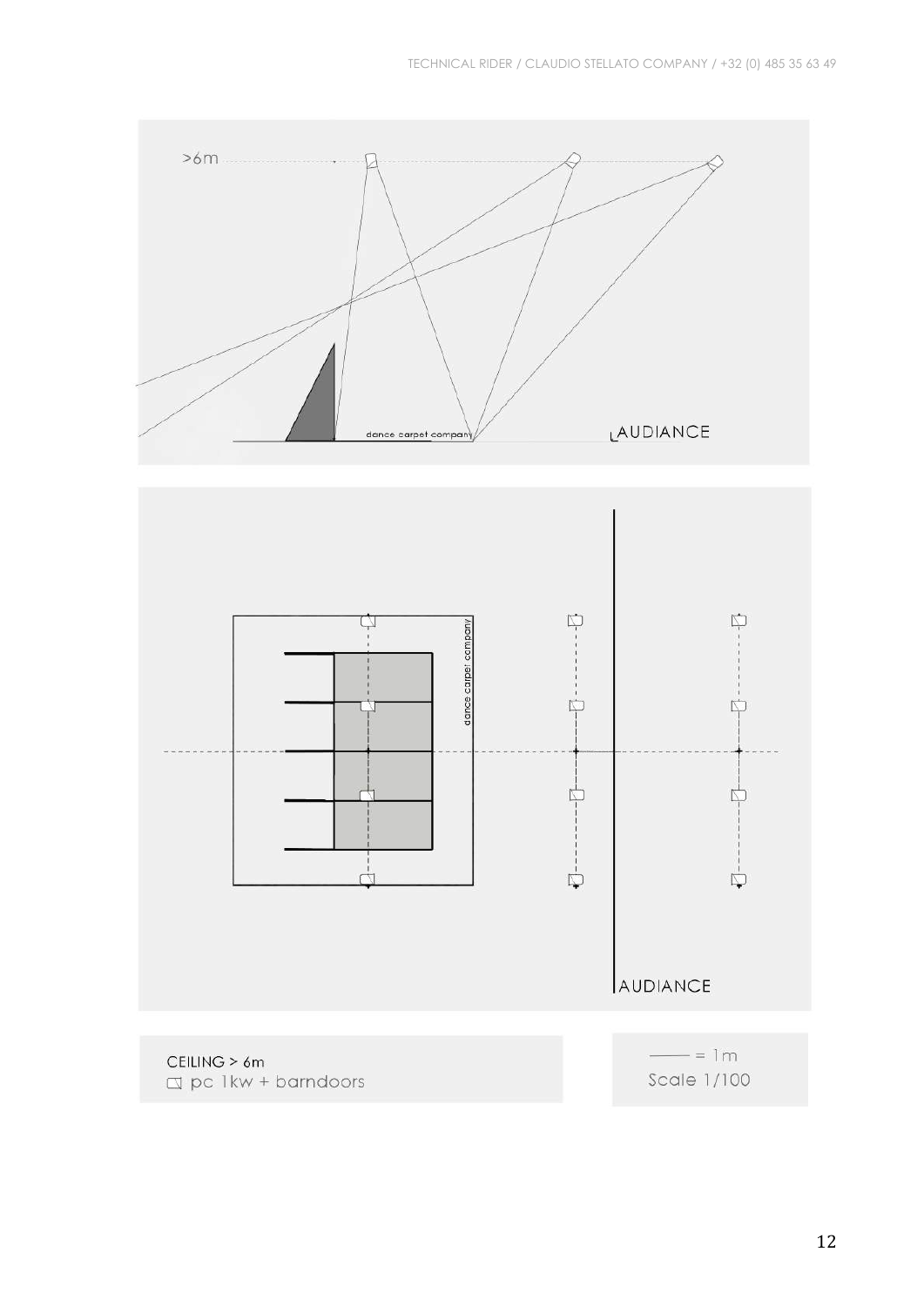>6m

dance carpet company

AUDIANCE

dance carpet company

AUDIANCE

CEILING > 6m
pc 1kw + barndoors

—— = 1m
Scale 1/100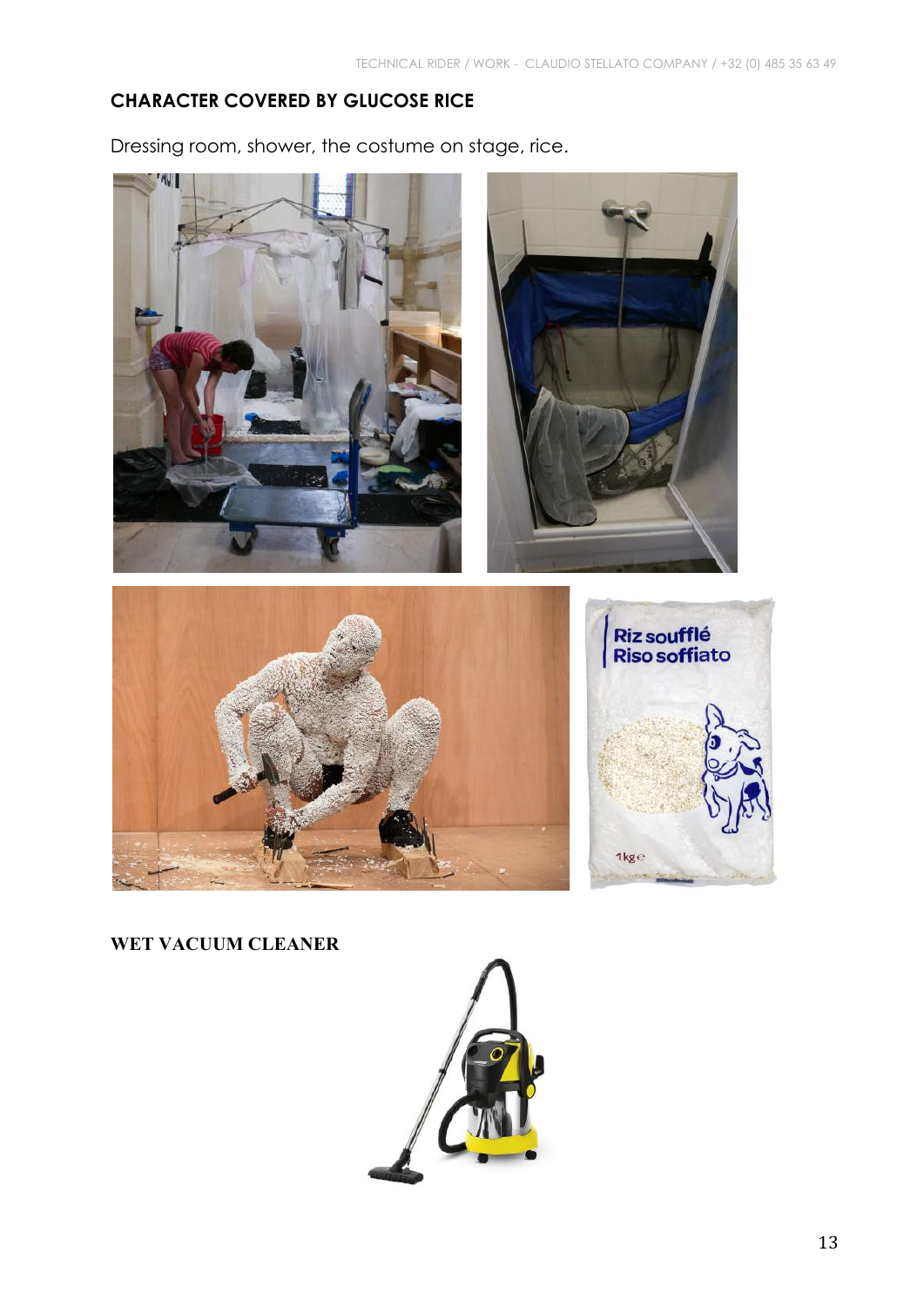## CHARACTER COVERED BY GLUCOSE RICE

Dressing room, shower, the costume on stage, rice.

## WET VACUUM CLEANER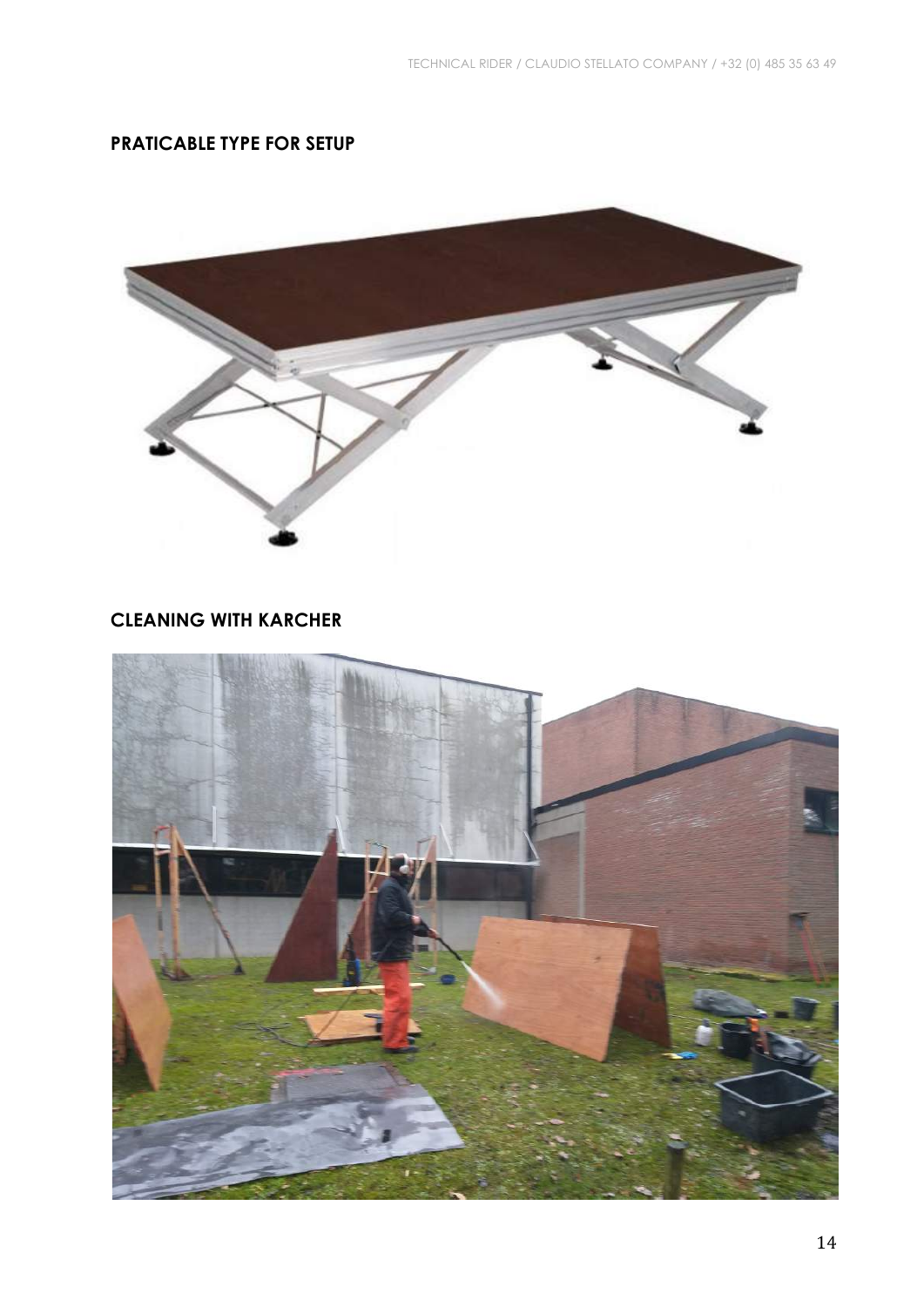## PRATICABLE TYPE FOR SETUP

## CLEANING WITH KARCHER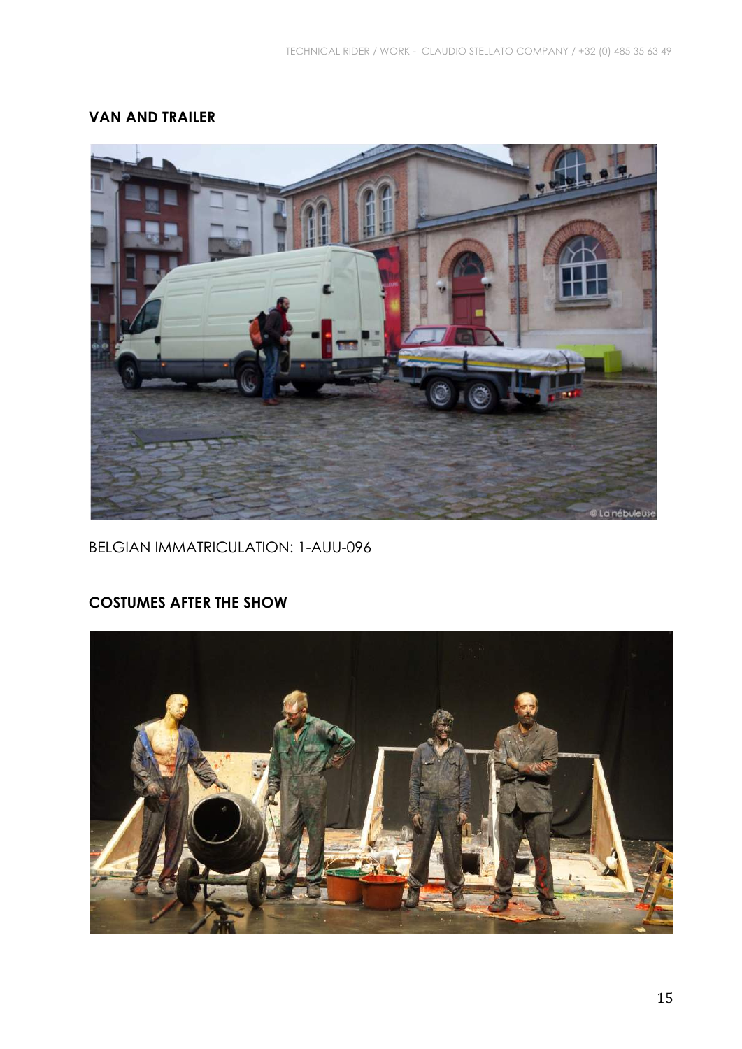**VAN AND TRAILER**

BELGIAN IMMATRICULATION: 1-AUU-096

**COSTUMES AFTER THE SHOW**